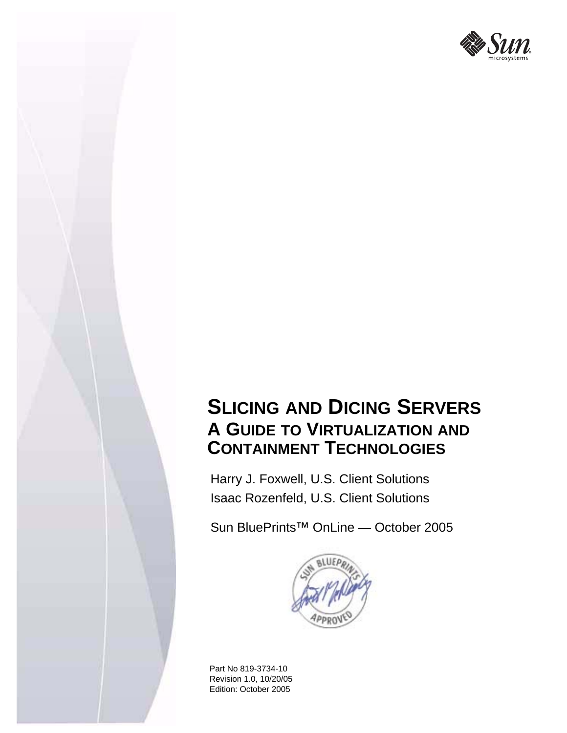# SLICING AND DICING SERVERS
## A GUIDE TO VIRTUALIZATION AND CONTAINMENT TECHNOLOGIES

Harry J. Foxwell, U.S. Client Solutions

Isaac Rozenfeld, U.S. Client Solutions

Sun BluePrints™ OnLine — October 2005

Part No 819-3734-10
Revision 1.0, 10/20/05
Edition: October 2005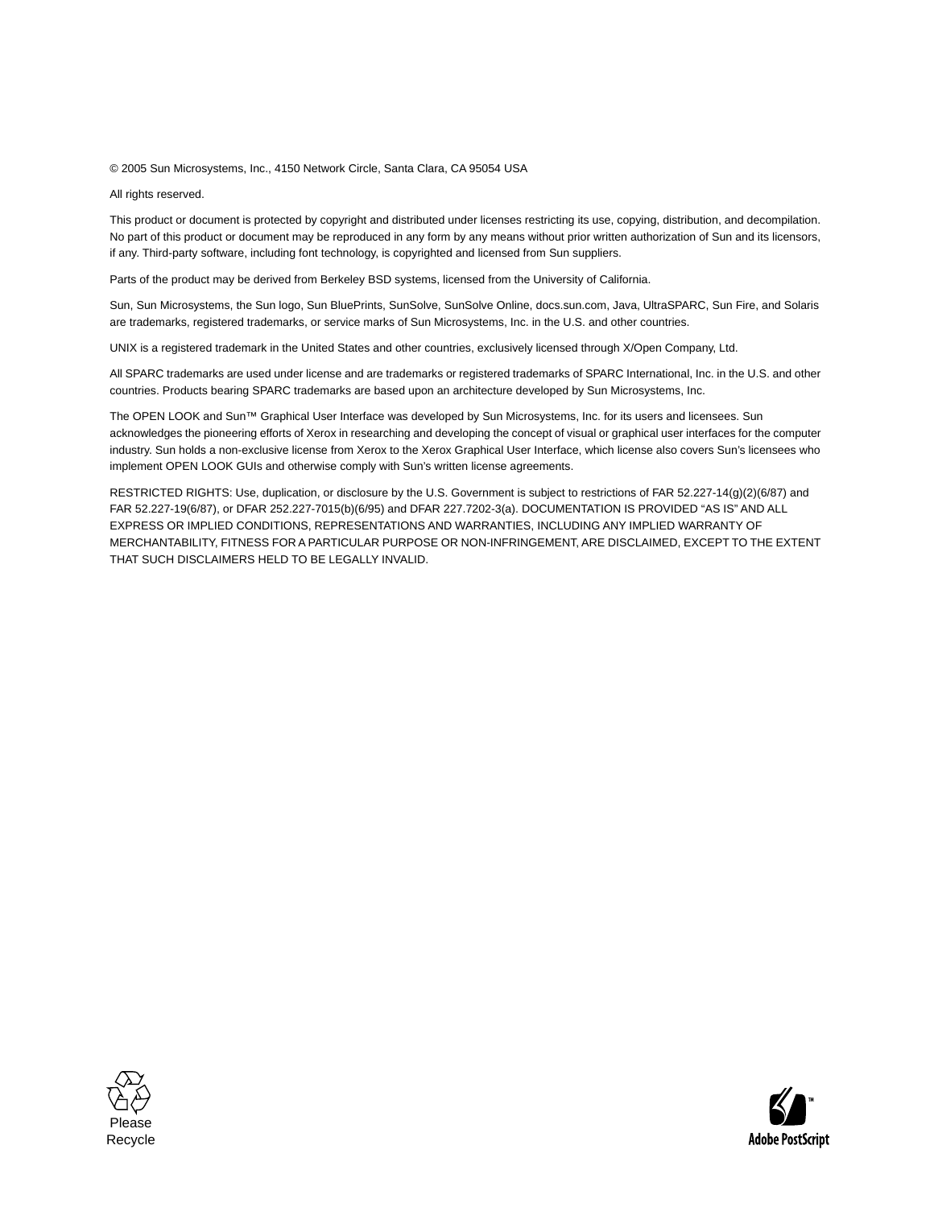© 2005 Sun Microsystems, Inc., 4150 Network Circle, Santa Clara, CA 95054 USA

All rights reserved.

This product or document is protected by copyright and distributed under licenses restricting its use, copying, distribution, and decompilation. No part of this product or document may be reproduced in any form by any means without prior written authorization of Sun and its licensors, if any. Third-party software, including font technology, is copyrighted and licensed from Sun suppliers.

Parts of the product may be derived from Berkeley BSD systems, licensed from the University of California.

Sun, Sun Microsystems, the Sun logo, Sun BluePrints, SunSolve, SunSolve Online, docs.sun.com, Java, UltraSPARC, Sun Fire, and Solaris are trademarks, registered trademarks, or service marks of Sun Microsystems, Inc. in the U.S. and other countries.

UNIX is a registered trademark in the United States and other countries, exclusively licensed through X/Open Company, Ltd.

All SPARC trademarks are used under license and are trademarks or registered trademarks of SPARC International, Inc. in the U.S. and other countries. Products bearing SPARC trademarks are based upon an architecture developed by Sun Microsystems, Inc.

The OPEN LOOK and Sun™ Graphical User Interface was developed by Sun Microsystems, Inc. for its users and licensees. Sun acknowledges the pioneering efforts of Xerox in researching and developing the concept of visual or graphical user interfaces for the computer industry. Sun holds a non-exclusive license from Xerox to the Xerox Graphical User Interface, which license also covers Sun's licensees who implement OPEN LOOK GUIs and otherwise comply with Sun's written license agreements.

RESTRICTED RIGHTS: Use, duplication, or disclosure by the U.S. Government is subject to restrictions of FAR 52.227-14(g)(2)(6/87) and FAR 52.227-19(6/87), or DFAR 252.227-7015(b)(6/95) and DFAR 227.7202-3(a). DOCUMENTATION IS PROVIDED "AS IS" AND ALL EXPRESS OR IMPLIED CONDITIONS, REPRESENTATIONS AND WARRANTIES, INCLUDING ANY IMPLIED WARRANTY OF MERCHANTABILITY, FITNESS FOR A PARTICULAR PURPOSE OR NON-INFRINGEMENT, ARE DISCLAIMED, EXCEPT TO THE EXTENT THAT SUCH DISCLAIMERS HELD TO BE LEGALLY INVALID.

Please Recycle

Adobe PostScript™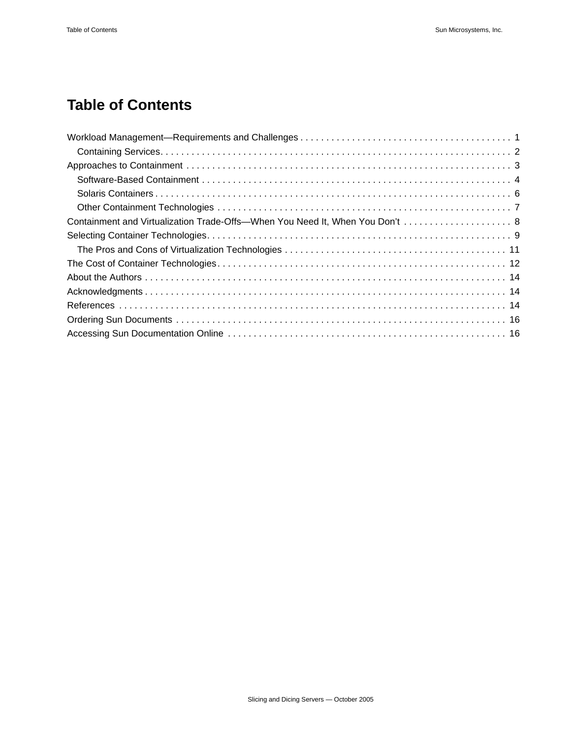# Table of Contents

Workload Management—Requirements and Challenges . . . . . . . . . . . . . . . . . . . . . . . . . . . . . . . . . . . . . . . . . 1
    Containing Services. . . . . . . . . . . . . . . . . . . . . . . . . . . . . . . . . . . . . . . . . . . . . . . . . . . . . . . . . . . . . . . 2
Approaches to Containment . . . . . . . . . . . . . . . . . . . . . . . . . . . . . . . . . . . . . . . . . . . . . . . . . . . . . . . . . . . . 3
    Software-Based Containment . . . . . . . . . . . . . . . . . . . . . . . . . . . . . . . . . . . . . . . . . . . . . . . . . . . . . . . . . 4
    Solaris Containers . . . . . . . . . . . . . . . . . . . . . . . . . . . . . . . . . . . . . . . . . . . . . . . . . . . . . . . . . . . . . . . . . 6
    Other Containment Technologies . . . . . . . . . . . . . . . . . . . . . . . . . . . . . . . . . . . . . . . . . . . . . . . . . . . . . . 7
Containment and Virtualization Trade-Offs—When You Need It, When You Don't . . . . . . . . . . . . . . . . . . . . . 8
Selecting Container Technologies. . . . . . . . . . . . . . . . . . . . . . . . . . . . . . . . . . . . . . . . . . . . . . . . . . . . . . . . . 9
    The Pros and Cons of Virtualization Technologies . . . . . . . . . . . . . . . . . . . . . . . . . . . . . . . . . . . . . . . . . . 11
The Cost of Container Technologies . . . . . . . . . . . . . . . . . . . . . . . . . . . . . . . . . . . . . . . . . . . . . . . . . . . . . . 12
About the Authors . . . . . . . . . . . . . . . . . . . . . . . . . . . . . . . . . . . . . . . . . . . . . . . . . . . . . . . . . . . . . . . . . . . . 14
Acknowledgments . . . . . . . . . . . . . . . . . . . . . . . . . . . . . . . . . . . . . . . . . . . . . . . . . . . . . . . . . . . . . . . . . . . . 14
References . . . . . . . . . . . . . . . . . . . . . . . . . . . . . . . . . . . . . . . . . . . . . . . . . . . . . . . . . . . . . . . . . . . . . . . . . 14
Ordering Sun Documents . . . . . . . . . . . . . . . . . . . . . . . . . . . . . . . . . . . . . . . . . . . . . . . . . . . . . . . . . . . . . . 16
Accessing Sun Documentation Online . . . . . . . . . . . . . . . . . . . . . . . . . . . . . . . . . . . . . . . . . . . . . . . . . . . . 16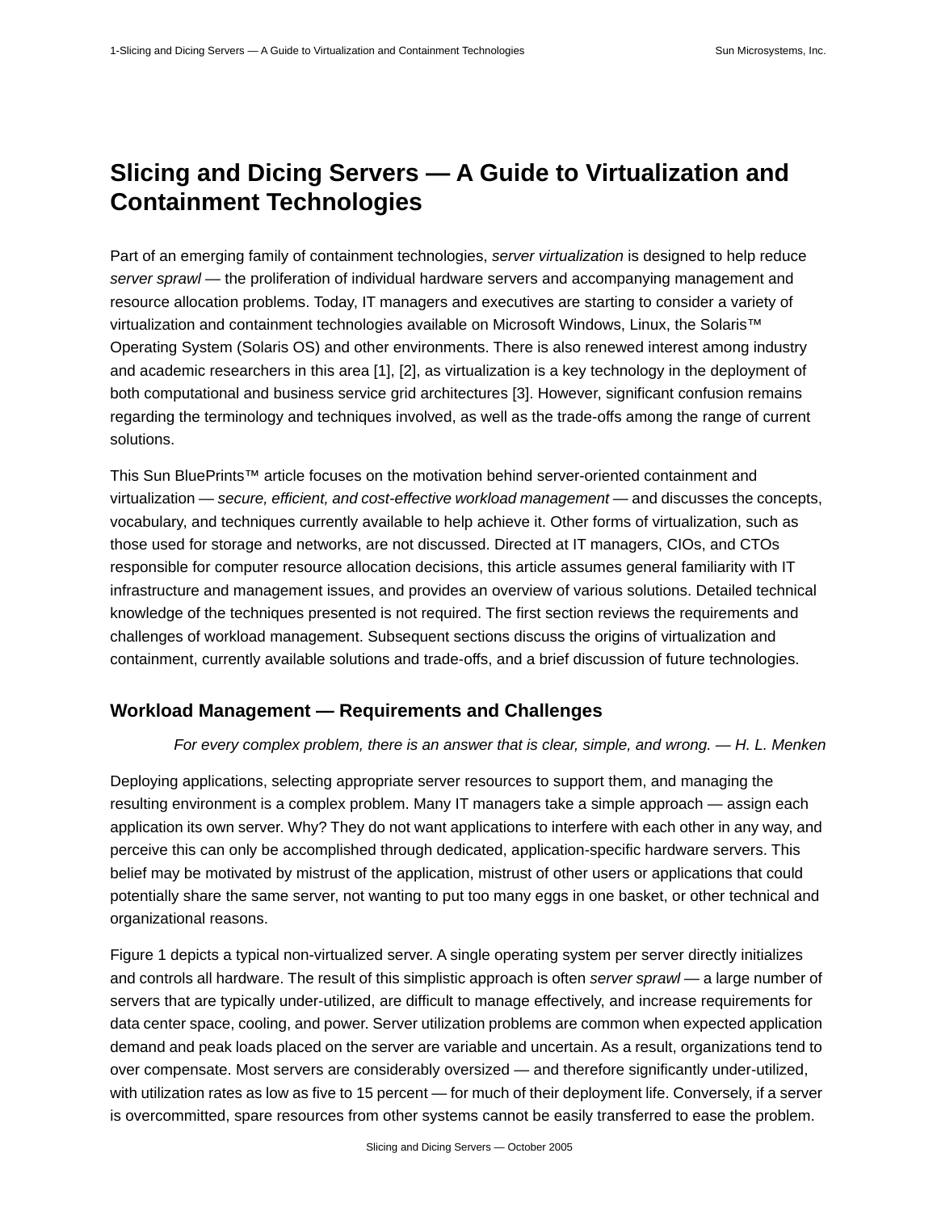# Slicing and Dicing Servers — A Guide to Virtualization and Containment Technologies

Part of an emerging family of containment technologies, *server virtualization* is designed to help reduce *server sprawl* — the proliferation of individual hardware servers and accompanying management and resource allocation problems. Today, IT managers and executives are starting to consider a variety of virtualization and containment technologies available on Microsoft Windows, Linux, the Solaris™ Operating System (Solaris OS) and other environments. There is also renewed interest among industry and academic researchers in this area [1], [2], as virtualization is a key technology in the deployment of both computational and business service grid architectures [3]. However, significant confusion remains regarding the terminology and techniques involved, as well as the trade-offs among the range of current solutions.

This Sun BluePrints™ article focuses on the motivation behind server-oriented containment and virtualization — *secure, efficient, and cost-effective workload management* — and discusses the concepts, vocabulary, and techniques currently available to help achieve it. Other forms of virtualization, such as those used for storage and networks, are not discussed. Directed at IT managers, CIOs, and CTOs responsible for computer resource allocation decisions, this article assumes general familiarity with IT infrastructure and management issues, and provides an overview of various solutions. Detailed technical knowledge of the techniques presented is not required. The first section reviews the requirements and challenges of workload management. Subsequent sections discuss the origins of virtualization and containment, currently available solutions and trade-offs, and a brief discussion of future technologies.

## Workload Management — Requirements and Challenges

> *For every complex problem, there is an answer that is clear, simple, and wrong. — H. L. Menken*

Deploying applications, selecting appropriate server resources to support them, and managing the resulting environment is a complex problem. Many IT managers take a simple approach — assign each application its own server. Why? They do not want applications to interfere with each other in any way, and perceive this can only be accomplished through dedicated, application-specific hardware servers. This belief may be motivated by mistrust of the application, mistrust of other users or applications that could potentially share the same server, not wanting to put too many eggs in one basket, or other technical and organizational reasons.

Figure 1 depicts a typical non-virtualized server. A single operating system per server directly initializes and controls all hardware. The result of this simplistic approach is often *server sprawl* — a large number of servers that are typically under-utilized, are difficult to manage effectively, and increase requirements for data center space, cooling, and power. Server utilization problems are common when expected application demand and peak loads placed on the server are variable and uncertain. As a result, organizations tend to over compensate. Most servers are considerably oversized — and therefore significantly under-utilized, with utilization rates as low as five to 15 percent — for much of their deployment life. Conversely, if a server is overcommitted, spare resources from other systems cannot be easily transferred to ease the problem.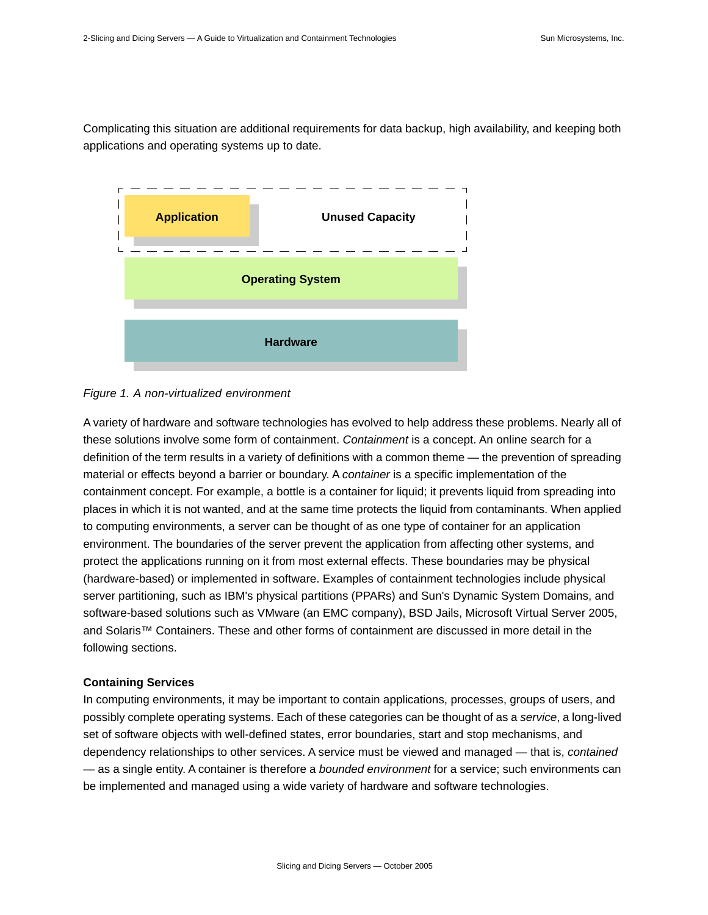Complicating this situation are additional requirements for data backup, high availability, and keeping both applications and operating systems up to date.

Application

Unused Capacity

Operating System

Hardware

*Figure 1. A non-virtualized environment*

A variety of hardware and software technologies has evolved to help address these problems. Nearly all of these solutions involve some form of containment. *Containment* is a concept. An online search for a definition of the term results in a variety of definitions with a common theme — the prevention of spreading material or effects beyond a barrier or boundary. A *container* is a specific implementation of the containment concept. For example, a bottle is a container for liquid; it prevents liquid from spreading into places in which it is not wanted, and at the same time protects the liquid from contaminants. When applied to computing environments, a server can be thought of as one type of container for an application environment. The boundaries of the server prevent the application from affecting other systems, and protect the applications running on it from most external effects. These boundaries may be physical (hardware-based) or implemented in software. Examples of containment technologies include physical server partitioning, such as IBM's physical partitions (PPARs) and Sun's Dynamic System Domains, and software-based solutions such as VMware (an EMC company), BSD Jails, Microsoft Virtual Server 2005, and Solaris™ Containers. These and other forms of containment are discussed in more detail in the following sections.

### Containing Services

In computing environments, it may be important to contain applications, processes, groups of users, and possibly complete operating systems. Each of these categories can be thought of as a *service*, a long-lived set of software objects with well-defined states, error boundaries, start and stop mechanisms, and dependency relationships to other services. A service must be viewed and managed — that is, *contained* — as a single entity. A container is therefore a *bounded environment* for a service; such environments can be implemented and managed using a wide variety of hardware and software technologies.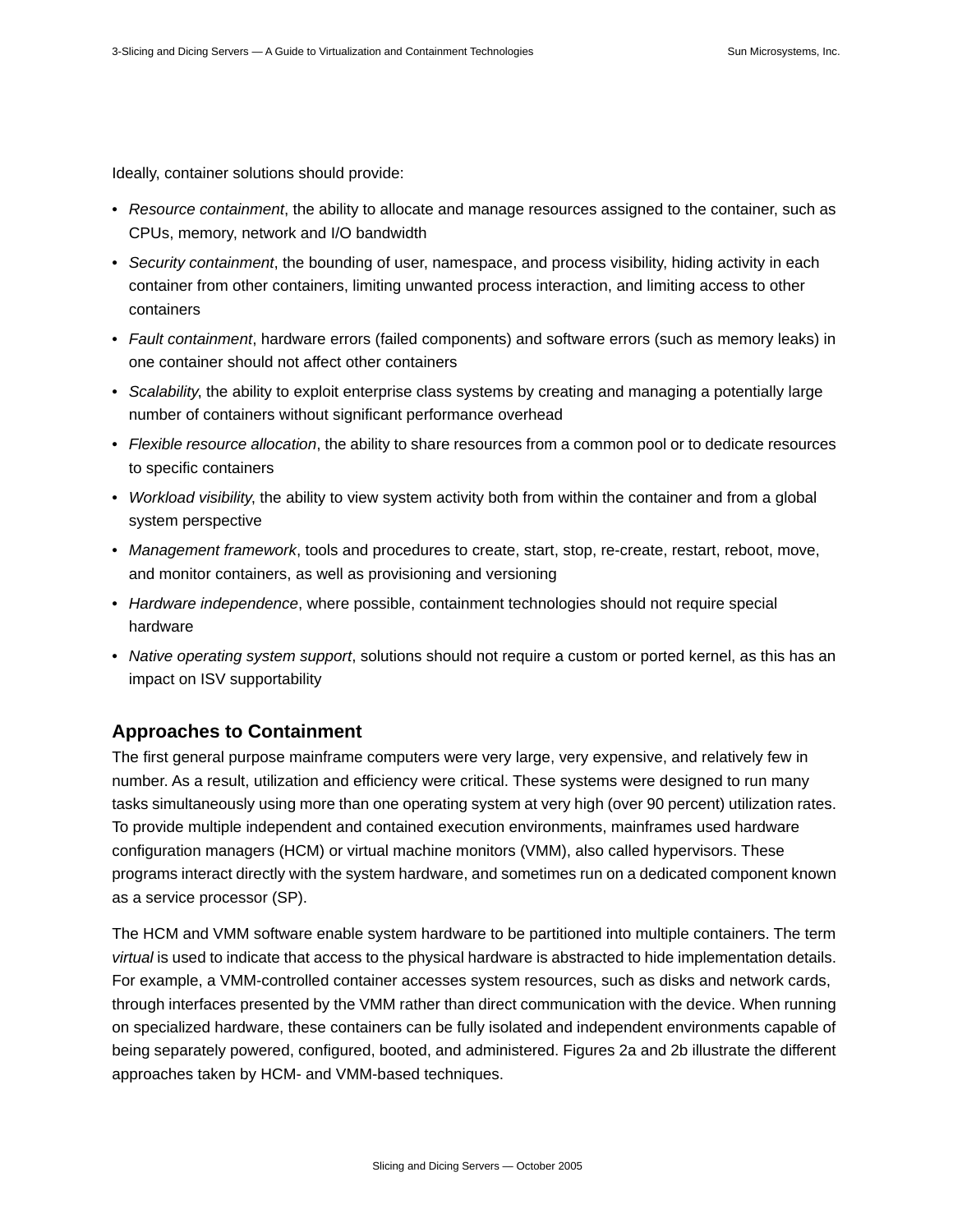Ideally, container solutions should provide:

- *Resource containment*, the ability to allocate and manage resources assigned to the container, such as CPUs, memory, network and I/O bandwidth
- *Security containment*, the bounding of user, namespace, and process visibility, hiding activity in each container from other containers, limiting unwanted process interaction, and limiting access to other containers
- *Fault containment*, hardware errors (failed components) and software errors (such as memory leaks) in one container should not affect other containers
- *Scalability*, the ability to exploit enterprise class systems by creating and managing a potentially large number of containers without significant performance overhead
- *Flexible resource allocation*, the ability to share resources from a common pool or to dedicate resources to specific containers
- *Workload visibility*, the ability to view system activity both from within the container and from a global system perspective
- *Management framework*, tools and procedures to create, start, stop, re-create, restart, reboot, move, and monitor containers, as well as provisioning and versioning
- *Hardware independence*, where possible, containment technologies should not require special hardware
- *Native operating system support*, solutions should not require a custom or ported kernel, as this has an impact on ISV supportability

## Approaches to Containment

The first general purpose mainframe computers were very large, very expensive, and relatively few in number. As a result, utilization and efficiency were critical. These systems were designed to run many tasks simultaneously using more than one operating system at very high (over 90 percent) utilization rates. To provide multiple independent and contained execution environments, mainframes used hardware configuration managers (HCM) or virtual machine monitors (VMM), also called hypervisors. These programs interact directly with the system hardware, and sometimes run on a dedicated component known as a service processor (SP).

The HCM and VMM software enable system hardware to be partitioned into multiple containers. The term *virtual* is used to indicate that access to the physical hardware is abstracted to hide implementation details. For example, a VMM-controlled container accesses system resources, such as disks and network cards, through interfaces presented by the VMM rather than direct communication with the device. When running on specialized hardware, these containers can be fully isolated and independent environments capable of being separately powered, configured, booted, and administered. Figures 2a and 2b illustrate the different approaches taken by HCM- and VMM-based techniques.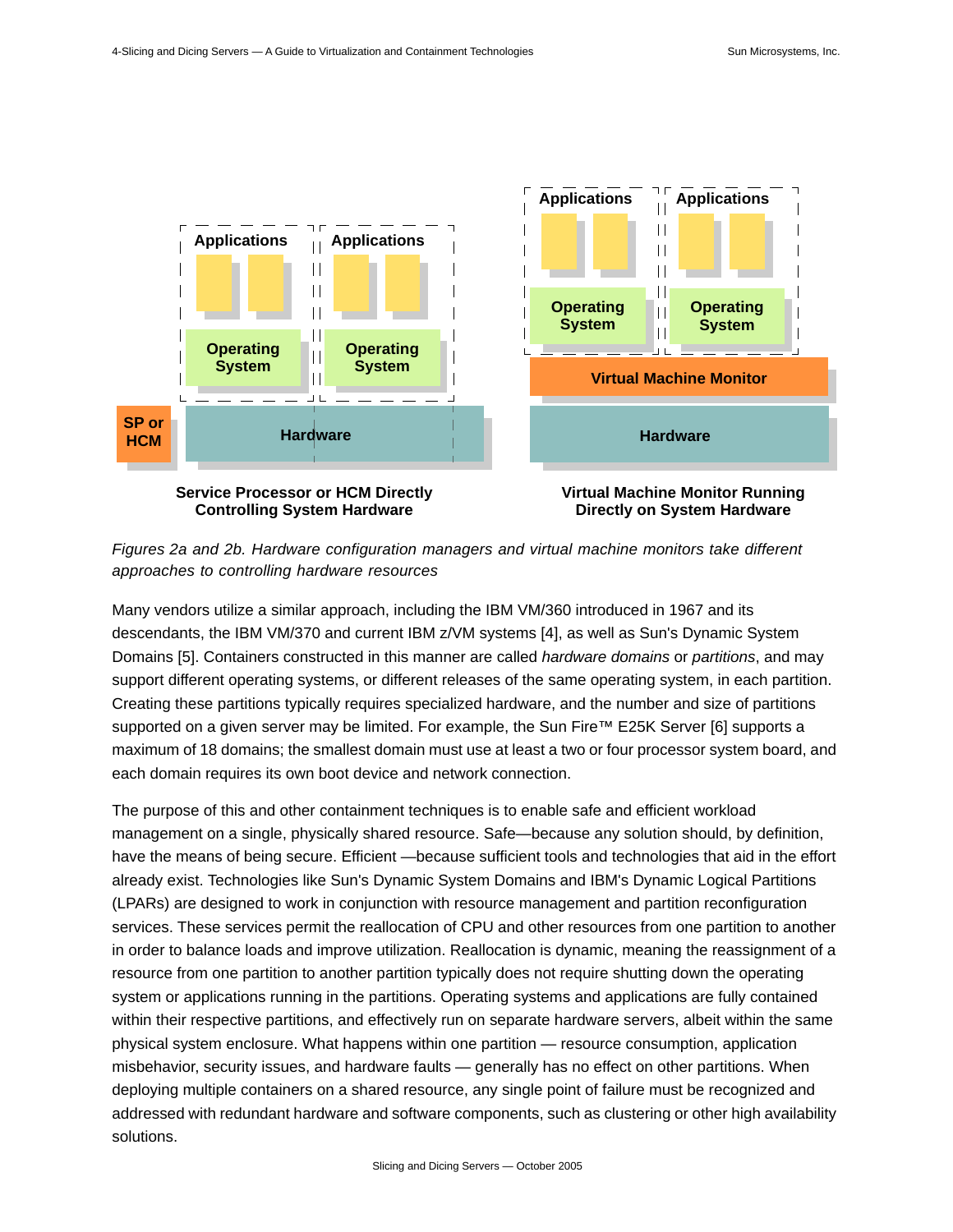Applications

Applications

Operating System

Operating System

SP or HCM

Hardware

**Service Processor or HCM Directly Controlling System Hardware**

Applications

Applications

Operating System

Operating System

Virtual Machine Monitor

Hardware

**Virtual Machine Monitor Running Directly on System Hardware**

*Figures 2a and 2b. Hardware configuration managers and virtual machine monitors take different approaches to controlling hardware resources*

Many vendors utilize a similar approach, including the IBM VM/360 introduced in 1967 and its descendants, the IBM VM/370 and current IBM z/VM systems [4], as well as Sun's Dynamic System Domains [5]. Containers constructed in this manner are called *hardware domains* or *partitions*, and may support different operating systems, or different releases of the same operating system, in each partition. Creating these partitions typically requires specialized hardware, and the number and size of partitions supported on a given server may be limited. For example, the Sun Fire™ E25K Server [6] supports a maximum of 18 domains; the smallest domain must use at least a two or four processor system board, and each domain requires its own boot device and network connection.

The purpose of this and other containment techniques is to enable safe and efficient workload management on a single, physically shared resource. Safe—because any solution should, by definition, have the means of being secure. Efficient —because sufficient tools and technologies that aid in the effort already exist. Technologies like Sun's Dynamic System Domains and IBM's Dynamic Logical Partitions (LPARs) are designed to work in conjunction with resource management and partition reconfiguration services. These services permit the reallocation of CPU and other resources from one partition to another in order to balance loads and improve utilization. Reallocation is dynamic, meaning the reassignment of a resource from one partition to another partition typically does not require shutting down the operating system or applications running in the partitions. Operating systems and applications are fully contained within their respective partitions, and effectively run on separate hardware servers, albeit within the same physical system enclosure. What happens within one partition — resource consumption, application misbehavior, security issues, and hardware faults — generally has no effect on other partitions. When deploying multiple containers on a shared resource, any single point of failure must be recognized and addressed with redundant hardware and software components, such as clustering or other high availability solutions.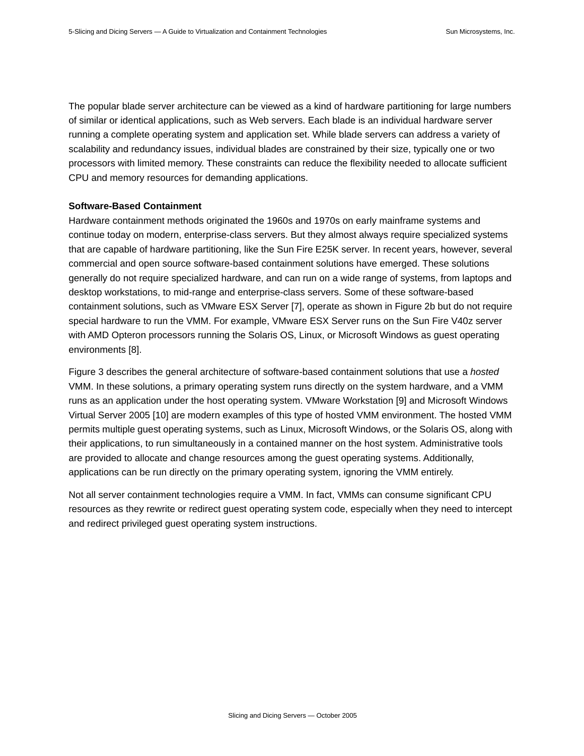The popular blade server architecture can be viewed as a kind of hardware partitioning for large numbers of similar or identical applications, such as Web servers. Each blade is an individual hardware server running a complete operating system and application set. While blade servers can address a variety of scalability and redundancy issues, individual blades are constrained by their size, typically one or two processors with limited memory. These constraints can reduce the flexibility needed to allocate sufficient CPU and memory resources for demanding applications.

**Software-Based Containment**

Hardware containment methods originated the 1960s and 1970s on early mainframe systems and continue today on modern, enterprise-class servers. But they almost always require specialized systems that are capable of hardware partitioning, like the Sun Fire E25K server. In recent years, however, several commercial and open source software-based containment solutions have emerged. These solutions generally do not require specialized hardware, and can run on a wide range of systems, from laptops and desktop workstations, to mid-range and enterprise-class servers. Some of these software-based containment solutions, such as VMware ESX Server [7], operate as shown in Figure 2b but do not require special hardware to run the VMM. For example, VMware ESX Server runs on the Sun Fire V40z server with AMD Opteron processors running the Solaris OS, Linux, or Microsoft Windows as guest operating environments [8].

Figure 3 describes the general architecture of software-based containment solutions that use a *hosted* VMM. In these solutions, a primary operating system runs directly on the system hardware, and a VMM runs as an application under the host operating system. VMware Workstation [9] and Microsoft Windows Virtual Server 2005 [10] are modern examples of this type of hosted VMM environment. The hosted VMM permits multiple guest operating systems, such as Linux, Microsoft Windows, or the Solaris OS, along with their applications, to run simultaneously in a contained manner on the host system. Administrative tools are provided to allocate and change resources among the guest operating systems. Additionally, applications can be run directly on the primary operating system, ignoring the VMM entirely.

Not all server containment technologies require a VMM. In fact, VMMs can consume significant CPU resources as they rewrite or redirect guest operating system code, especially when they need to intercept and redirect privileged guest operating system instructions.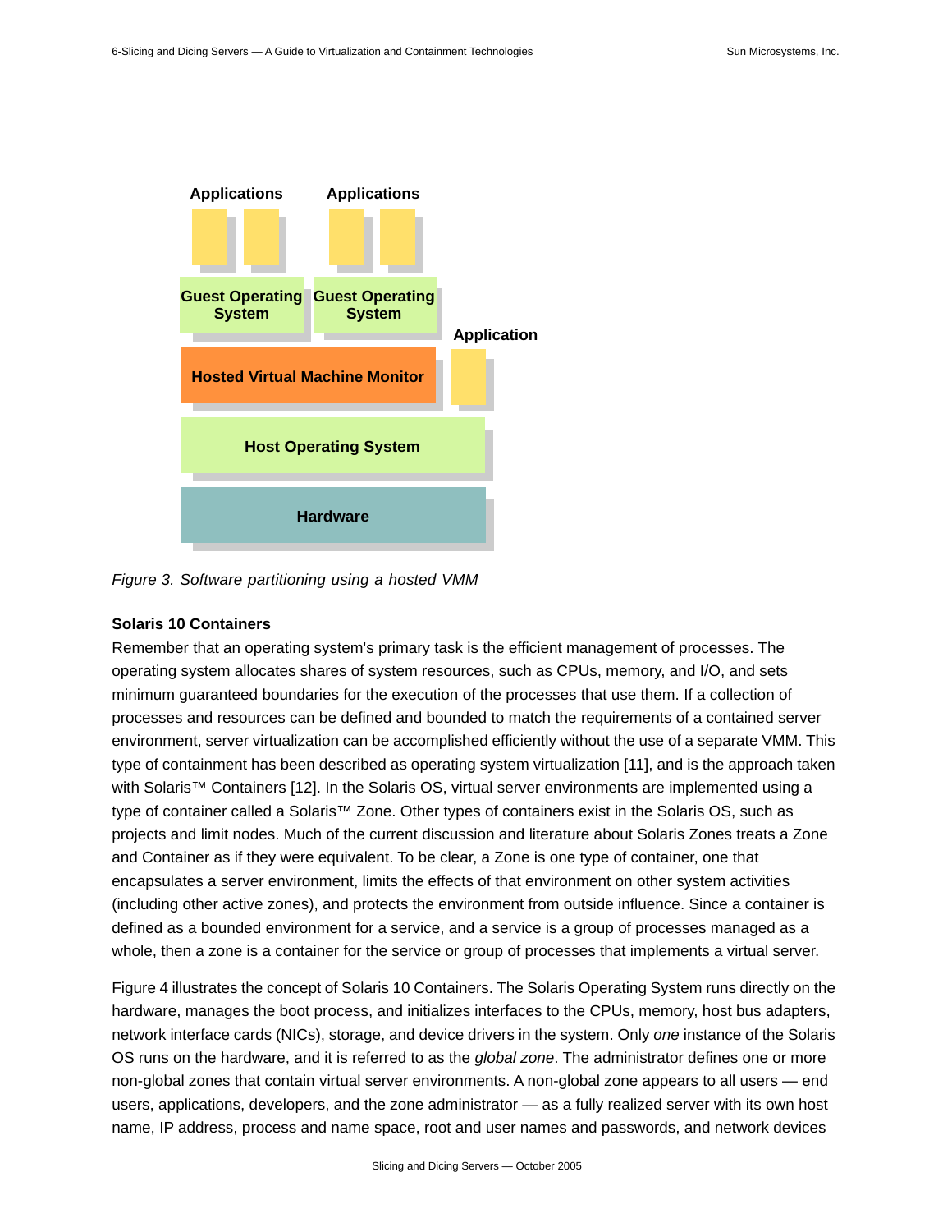Applications

Applications

Guest Operating System

Guest Operating System

Application

Hosted Virtual Machine Monitor

Host Operating System

Hardware

*Figure 3. Software partitioning using a hosted VMM*

**Solaris 10 Containers**

Remember that an operating system's primary task is the efficient management of processes. The operating system allocates shares of system resources, such as CPUs, memory, and I/O, and sets minimum guaranteed boundaries for the execution of the processes that use them. If a collection of processes and resources can be defined and bounded to match the requirements of a contained server environment, server virtualization can be accomplished efficiently without the use of a separate VMM. This type of containment has been described as operating system virtualization [11], and is the approach taken with Solaris™ Containers [12]. In the Solaris OS, virtual server environments are implemented using a type of container called a Solaris™ Zone. Other types of containers exist in the Solaris OS, such as projects and limit nodes. Much of the current discussion and literature about Solaris Zones treats a Zone and Container as if they were equivalent. To be clear, a Zone is one type of container, one that encapsulates a server environment, limits the effects of that environment on other system activities (including other active zones), and protects the environment from outside influence. Since a container is defined as a bounded environment for a service, and a service is a group of processes managed as a whole, then a zone is a container for the service or group of processes that implements a virtual server.

Figure 4 illustrates the concept of Solaris 10 Containers. The Solaris Operating System runs directly on the hardware, manages the boot process, and initializes interfaces to the CPUs, memory, host bus adapters, network interface cards (NICs), storage, and device drivers in the system. Only *one* instance of the Solaris OS runs on the hardware, and it is referred to as the *global zone*. The administrator defines one or more non-global zones that contain virtual server environments. A non-global zone appears to all users — end users, applications, developers, and the zone administrator — as a fully realized server with its own host name, IP address, process and name space, root and user names and passwords, and network devices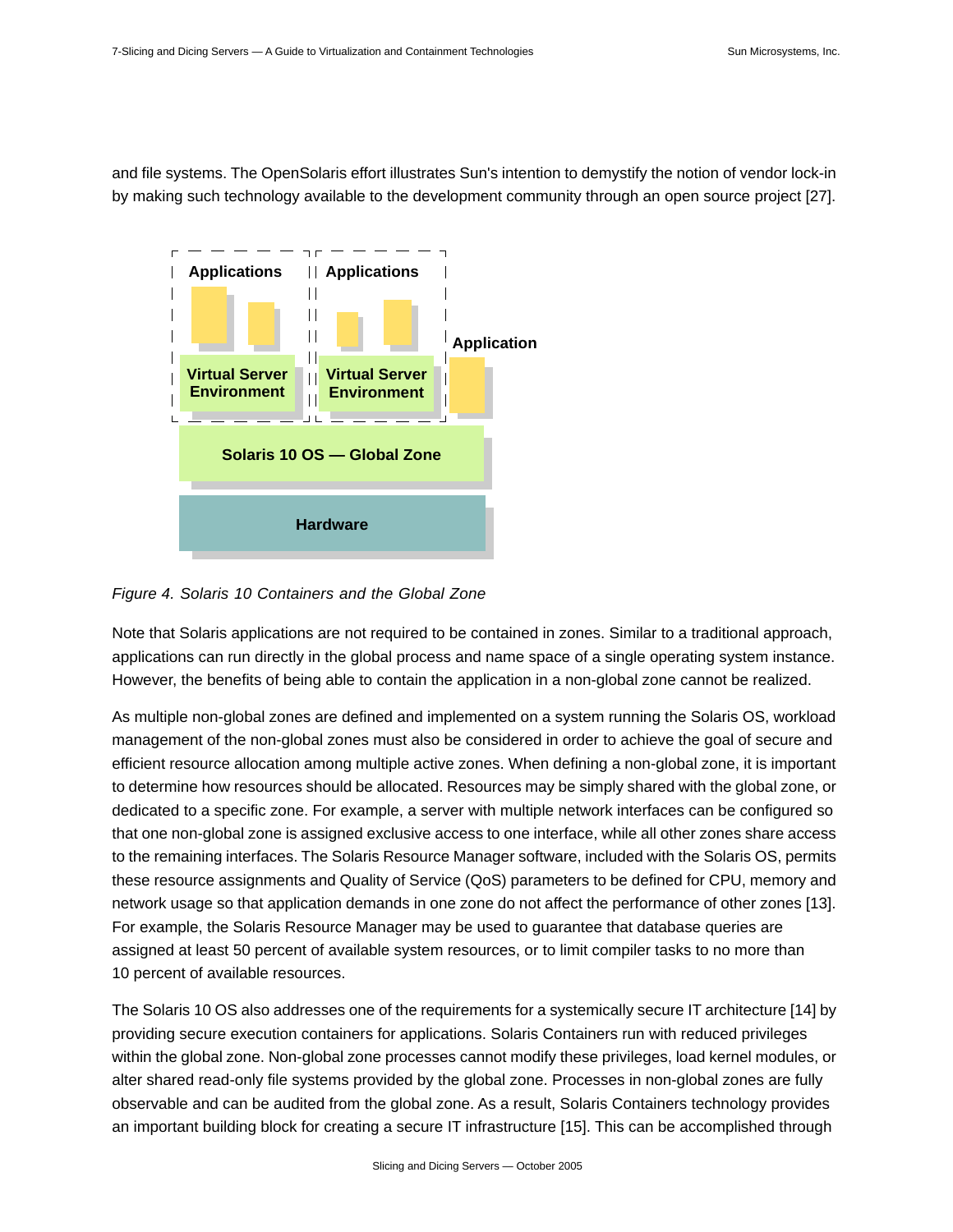and file systems. The OpenSolaris effort illustrates Sun's intention to demystify the notion of vendor lock-in by making such technology available to the development community through an open source project [27].

Applications
Applications
Virtual Server Environment
Virtual Server Environment
Application
Solaris 10 OS — Global Zone
Hardware

*Figure 4. Solaris 10 Containers and the Global Zone*

Note that Solaris applications are not required to be contained in zones. Similar to a traditional approach, applications can run directly in the global process and name space of a single operating system instance. However, the benefits of being able to contain the application in a non-global zone cannot be realized.

As multiple non-global zones are defined and implemented on a system running the Solaris OS, workload management of the non-global zones must also be considered in order to achieve the goal of secure and efficient resource allocation among multiple active zones. When defining a non-global zone, it is important to determine how resources should be allocated. Resources may be simply shared with the global zone, or dedicated to a specific zone. For example, a server with multiple network interfaces can be configured so that one non-global zone is assigned exclusive access to one interface, while all other zones share access to the remaining interfaces. The Solaris Resource Manager software, included with the Solaris OS, permits these resource assignments and Quality of Service (QoS) parameters to be defined for CPU, memory and network usage so that application demands in one zone do not affect the performance of other zones [13]. For example, the Solaris Resource Manager may be used to guarantee that database queries are assigned at least 50 percent of available system resources, or to limit compiler tasks to no more than 10 percent of available resources.

The Solaris 10 OS also addresses one of the requirements for a systemically secure IT architecture [14] by providing secure execution containers for applications. Solaris Containers run with reduced privileges within the global zone. Non-global zone processes cannot modify these privileges, load kernel modules, or alter shared read-only file systems provided by the global zone. Processes in non-global zones are fully observable and can be audited from the global zone. As a result, Solaris Containers technology provides an important building block for creating a secure IT infrastructure [15]. This can be accomplished through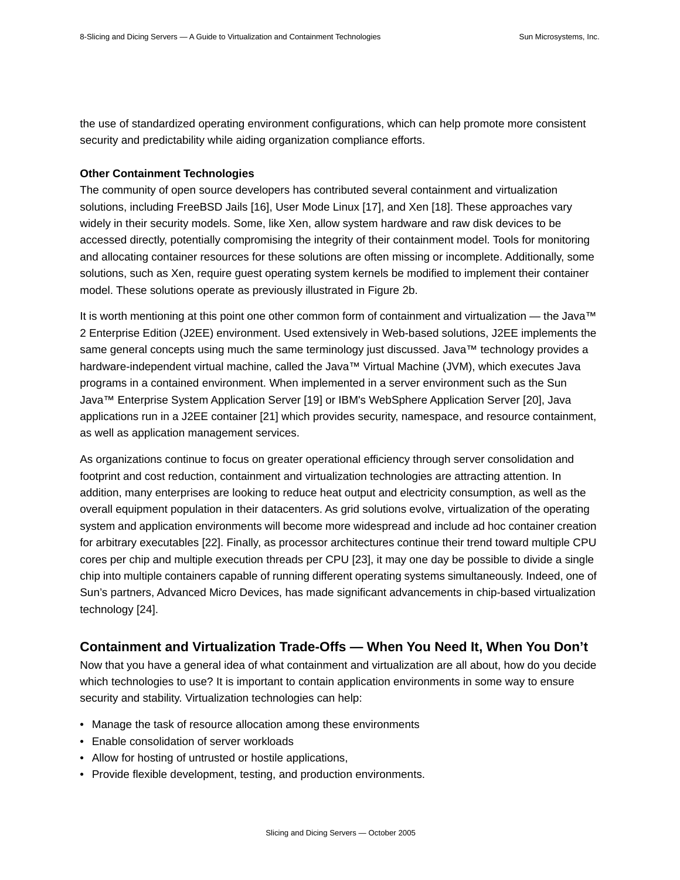the use of standardized operating environment configurations, which can help promote more consistent security and predictability while aiding organization compliance efforts.

**Other Containment Technologies**

The community of open source developers has contributed several containment and virtualization solutions, including FreeBSD Jails [16], User Mode Linux [17], and Xen [18]. These approaches vary widely in their security models. Some, like Xen, allow system hardware and raw disk devices to be accessed directly, potentially compromising the integrity of their containment model. Tools for monitoring and allocating container resources for these solutions are often missing or incomplete. Additionally, some solutions, such as Xen, require guest operating system kernels be modified to implement their container model. These solutions operate as previously illustrated in Figure 2b.

It is worth mentioning at this point one other common form of containment and virtualization — the Java™ 2 Enterprise Edition (J2EE) environment. Used extensively in Web-based solutions, J2EE implements the same general concepts using much the same terminology just discussed. Java™ technology provides a hardware-independent virtual machine, called the Java™ Virtual Machine (JVM), which executes Java programs in a contained environment. When implemented in a server environment such as the Sun Java™ Enterprise System Application Server [19] or IBM's WebSphere Application Server [20], Java applications run in a J2EE container [21] which provides security, namespace, and resource containment, as well as application management services.

As organizations continue to focus on greater operational efficiency through server consolidation and footprint and cost reduction, containment and virtualization technologies are attracting attention. In addition, many enterprises are looking to reduce heat output and electricity consumption, as well as the overall equipment population in their datacenters. As grid solutions evolve, virtualization of the operating system and application environments will become more widespread and include ad hoc container creation for arbitrary executables [22]. Finally, as processor architectures continue their trend toward multiple CPU cores per chip and multiple execution threads per CPU [23], it may one day be possible to divide a single chip into multiple containers capable of running different operating systems simultaneously. Indeed, one of Sun's partners, Advanced Micro Devices, has made significant advancements in chip-based virtualization technology [24].

## Containment and Virtualization Trade-Offs — When You Need It, When You Don't

Now that you have a general idea of what containment and virtualization are all about, how do you decide which technologies to use? It is important to contain application environments in some way to ensure security and stability. Virtualization technologies can help:

- Manage the task of resource allocation among these environments
- Enable consolidation of server workloads
- Allow for hosting of untrusted or hostile applications,
- Provide flexible development, testing, and production environments.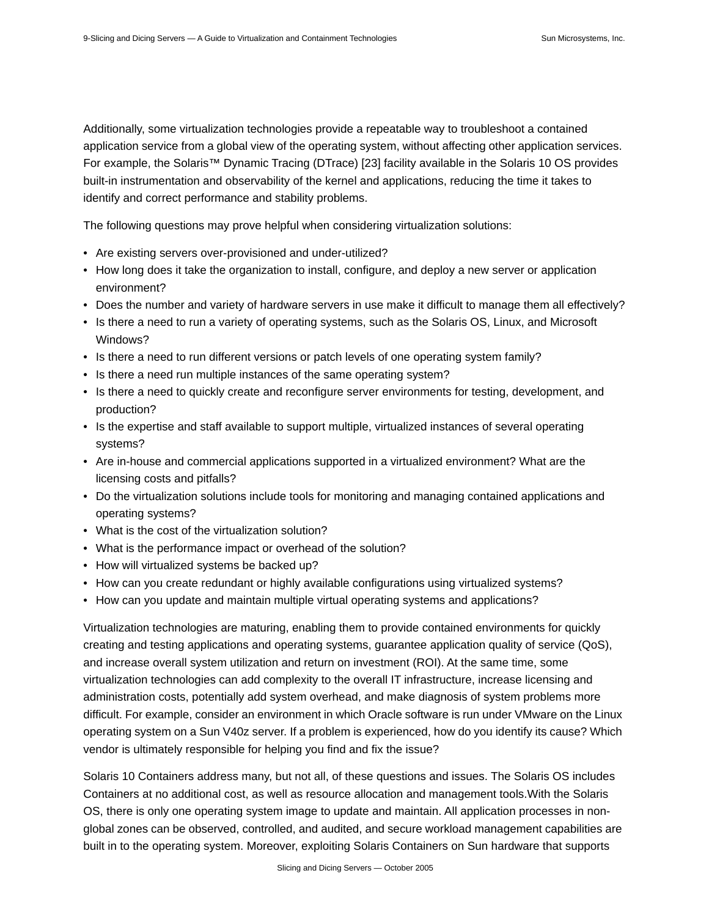Additionally, some virtualization technologies provide a repeatable way to troubleshoot a contained application service from a global view of the operating system, without affecting other application services. For example, the Solaris™ Dynamic Tracing (DTrace) [23] facility available in the Solaris 10 OS provides built-in instrumentation and observability of the kernel and applications, reducing the time it takes to identify and correct performance and stability problems.

The following questions may prove helpful when considering virtualization solutions:

- Are existing servers over-provisioned and under-utilized?
- How long does it take the organization to install, configure, and deploy a new server or application environment?
- Does the number and variety of hardware servers in use make it difficult to manage them all effectively?
- Is there a need to run a variety of operating systems, such as the Solaris OS, Linux, and Microsoft Windows?
- Is there a need to run different versions or patch levels of one operating system family?
- Is there a need run multiple instances of the same operating system?
- Is there a need to quickly create and reconfigure server environments for testing, development, and production?
- Is the expertise and staff available to support multiple, virtualized instances of several operating systems?
- Are in-house and commercial applications supported in a virtualized environment? What are the licensing costs and pitfalls?
- Do the virtualization solutions include tools for monitoring and managing contained applications and operating systems?
- What is the cost of the virtualization solution?
- What is the performance impact or overhead of the solution?
- How will virtualized systems be backed up?
- How can you create redundant or highly available configurations using virtualized systems?
- How can you update and maintain multiple virtual operating systems and applications?

Virtualization technologies are maturing, enabling them to provide contained environments for quickly creating and testing applications and operating systems, guarantee application quality of service (QoS), and increase overall system utilization and return on investment (ROI). At the same time, some virtualization technologies can add complexity to the overall IT infrastructure, increase licensing and administration costs, potentially add system overhead, and make diagnosis of system problems more difficult. For example, consider an environment in which Oracle software is run under VMware on the Linux operating system on a Sun V40z server. If a problem is experienced, how do you identify its cause? Which vendor is ultimately responsible for helping you find and fix the issue?

Solaris 10 Containers address many, but not all, of these questions and issues. The Solaris OS includes Containers at no additional cost, as well as resource allocation and management tools.With the Solaris OS, there is only one operating system image to update and maintain. All application processes in non-global zones can be observed, controlled, and audited, and secure workload management capabilities are built in to the operating system. Moreover, exploiting Solaris Containers on Sun hardware that supports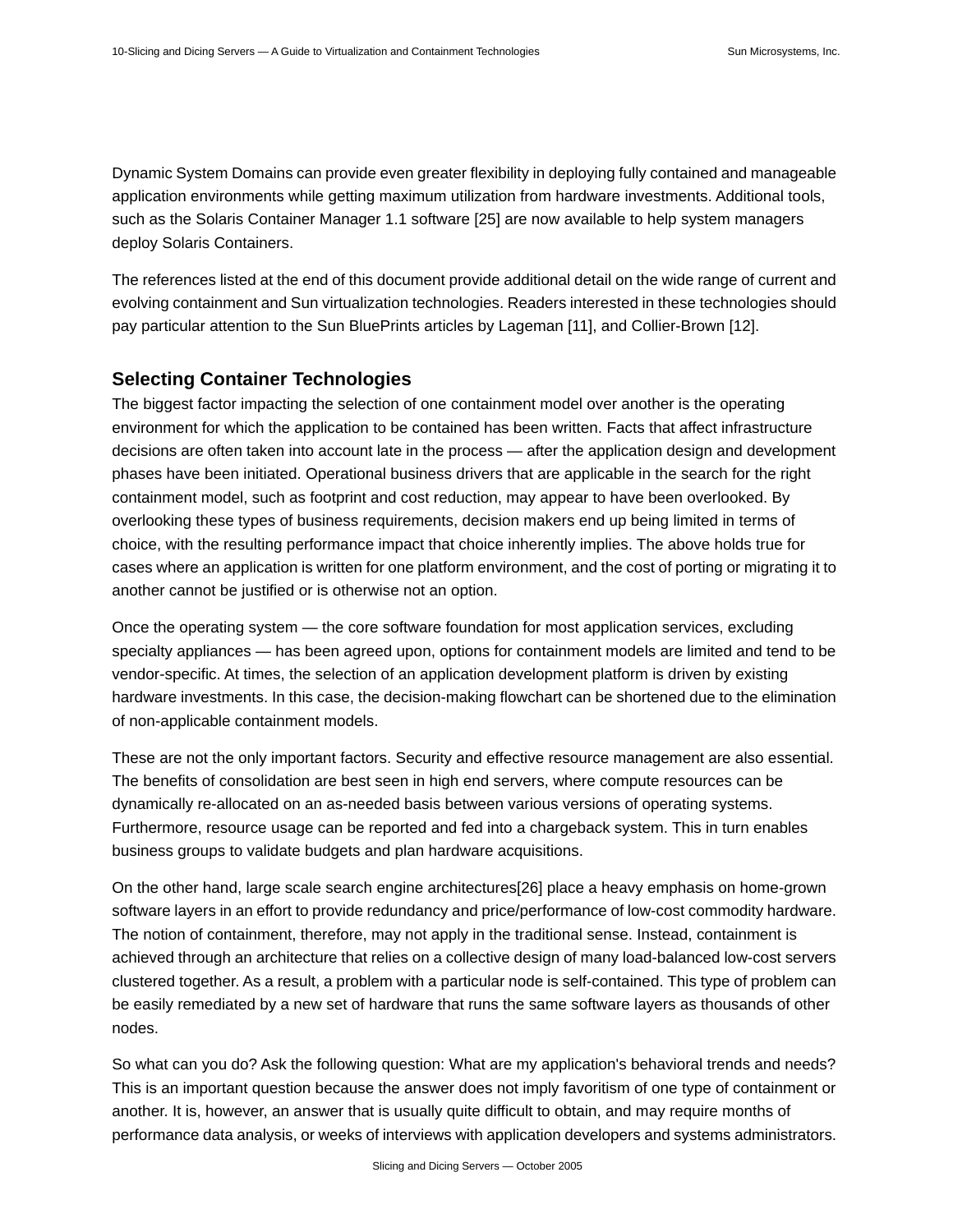Dynamic System Domains can provide even greater flexibility in deploying fully contained and manageable application environments while getting maximum utilization from hardware investments. Additional tools, such as the Solaris Container Manager 1.1 software [25] are now available to help system managers deploy Solaris Containers.

The references listed at the end of this document provide additional detail on the wide range of current and evolving containment and Sun virtualization technologies. Readers interested in these technologies should pay particular attention to the Sun BluePrints articles by Lageman [11], and Collier-Brown [12].

## Selecting Container Technologies

The biggest factor impacting the selection of one containment model over another is the operating environment for which the application to be contained has been written. Facts that affect infrastructure decisions are often taken into account late in the process — after the application design and development phases have been initiated. Operational business drivers that are applicable in the search for the right containment model, such as footprint and cost reduction, may appear to have been overlooked. By overlooking these types of business requirements, decision makers end up being limited in terms of choice, with the resulting performance impact that choice inherently implies. The above holds true for cases where an application is written for one platform environment, and the cost of porting or migrating it to another cannot be justified or is otherwise not an option.

Once the operating system — the core software foundation for most application services, excluding specialty appliances — has been agreed upon, options for containment models are limited and tend to be vendor-specific. At times, the selection of an application development platform is driven by existing hardware investments. In this case, the decision-making flowchart can be shortened due to the elimination of non-applicable containment models.

These are not the only important factors. Security and effective resource management are also essential. The benefits of consolidation are best seen in high end servers, where compute resources can be dynamically re-allocated on an as-needed basis between various versions of operating systems. Furthermore, resource usage can be reported and fed into a chargeback system. This in turn enables business groups to validate budgets and plan hardware acquisitions.

On the other hand, large scale search engine architectures[26] place a heavy emphasis on home-grown software layers in an effort to provide redundancy and price/performance of low-cost commodity hardware. The notion of containment, therefore, may not apply in the traditional sense. Instead, containment is achieved through an architecture that relies on a collective design of many load-balanced low-cost servers clustered together. As a result, a problem with a particular node is self-contained. This type of problem can be easily remediated by a new set of hardware that runs the same software layers as thousands of other nodes.

So what can you do? Ask the following question: What are my application's behavioral trends and needs? This is an important question because the answer does not imply favoritism of one type of containment or another. It is, however, an answer that is usually quite difficult to obtain, and may require months of performance data analysis, or weeks of interviews with application developers and systems administrators.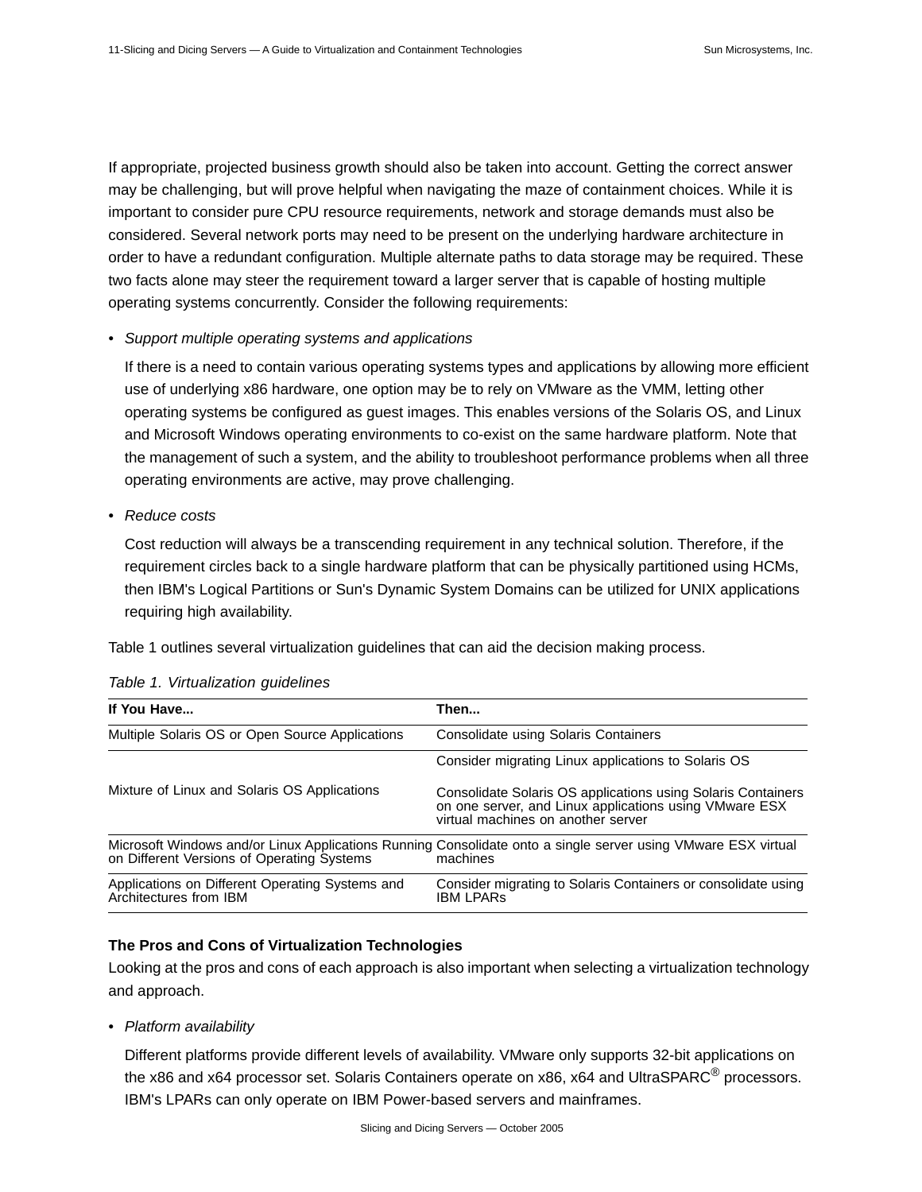If appropriate, projected business growth should also be taken into account. Getting the correct answer may be challenging, but will prove helpful when navigating the maze of containment choices. While it is important to consider pure CPU resource requirements, network and storage demands must also be considered. Several network ports may need to be present on the underlying hardware architecture in order to have a redundant configuration. Multiple alternate paths to data storage may be required. These two facts alone may steer the requirement toward a larger server that is capable of hosting multiple operating systems concurrently. Consider the following requirements:

- *Support multiple operating systems and applications*

  If there is a need to contain various operating systems types and applications by allowing more efficient use of underlying x86 hardware, one option may be to rely on VMware as the VMM, letting other operating systems be configured as guest images. This enables versions of the Solaris OS, and Linux and Microsoft Windows operating environments to co-exist on the same hardware platform. Note that the management of such a system, and the ability to troubleshoot performance problems when all three operating environments are active, may prove challenging.

- *Reduce costs*

  Cost reduction will always be a transcending requirement in any technical solution. Therefore, if the requirement circles back to a single hardware platform that can be physically partitioned using HCMs, then IBM's Logical Partitions or Sun's Dynamic System Domains can be utilized for UNIX applications requiring high availability.

Table 1 outlines several virtualization guidelines that can aid the decision making process.

*Table 1. Virtualization guidelines*

| If You Have... | Then... |
|---|---|
| Multiple Solaris OS or Open Source Applications | Consolidate using Solaris Containers |
| Mixture of Linux and Solaris OS Applications | Consider migrating Linux applications to Solaris OS<br><br>Consolidate Solaris OS applications using Solaris Containers on one server, and Linux applications using VMware ESX virtual machines on another server |
| Microsoft Windows and/or Linux Applications Running on Different Versions of Operating Systems | Consolidate onto a single server using VMware ESX virtual machines |
| Applications on Different Operating Systems and Architectures from IBM | Consider migrating to Solaris Containers or consolidate using IBM LPARs |

**The Pros and Cons of Virtualization Technologies**

Looking at the pros and cons of each approach is also important when selecting a virtualization technology and approach.

- *Platform availability*

  Different platforms provide different levels of availability. VMware only supports 32-bit applications on the x86 and x64 processor set. Solaris Containers operate on x86, x64 and UltraSPARC® processors. IBM's LPARs can only operate on IBM Power-based servers and mainframes.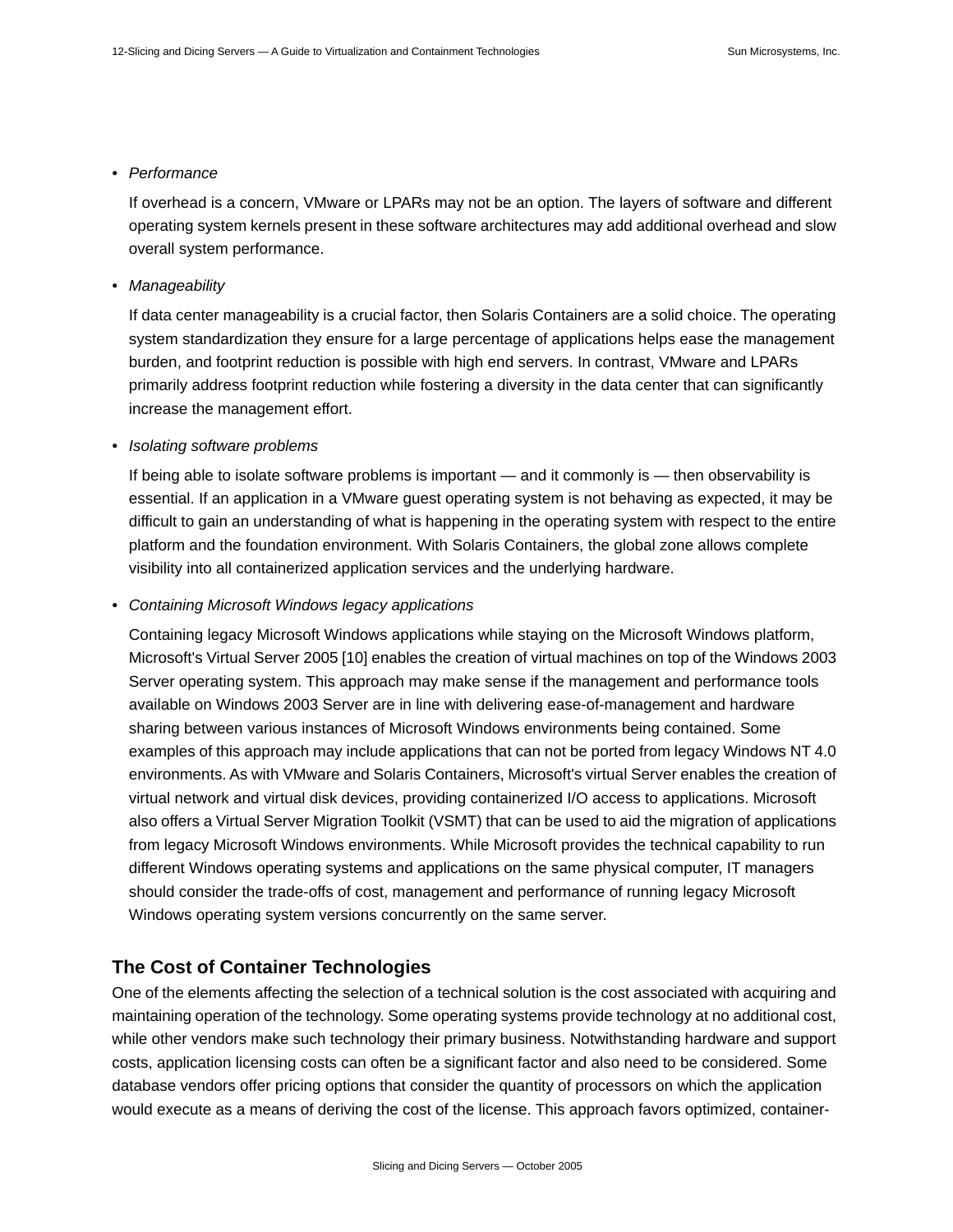- *Performance*

  If overhead is a concern, VMware or LPARs may not be an option. The layers of software and different operating system kernels present in these software architectures may add additional overhead and slow overall system performance.

- *Manageability*

  If data center manageability is a crucial factor, then Solaris Containers are a solid choice. The operating system standardization they ensure for a large percentage of applications helps ease the management burden, and footprint reduction is possible with high end servers. In contrast, VMware and LPARs primarily address footprint reduction while fostering a diversity in the data center that can significantly increase the management effort.

- *Isolating software problems*

  If being able to isolate software problems is important — and it commonly is — then observability is essential. If an application in a VMware guest operating system is not behaving as expected, it may be difficult to gain an understanding of what is happening in the operating system with respect to the entire platform and the foundation environment. With Solaris Containers, the global zone allows complete visibility into all containerized application services and the underlying hardware.

- *Containing Microsoft Windows legacy applications*

  Containing legacy Microsoft Windows applications while staying on the Microsoft Windows platform, Microsoft's Virtual Server 2005 [10] enables the creation of virtual machines on top of the Windows 2003 Server operating system. This approach may make sense if the management and performance tools available on Windows 2003 Server are in line with delivering ease-of-management and hardware sharing between various instances of Microsoft Windows environments being contained. Some examples of this approach may include applications that can not be ported from legacy Windows NT 4.0 environments. As with VMware and Solaris Containers, Microsoft's virtual Server enables the creation of virtual network and virtual disk devices, providing containerized I/O access to applications. Microsoft also offers a Virtual Server Migration Toolkit (VSMT) that can be used to aid the migration of applications from legacy Microsoft Windows environments. While Microsoft provides the technical capability to run different Windows operating systems and applications on the same physical computer, IT managers should consider the trade-offs of cost, management and performance of running legacy Microsoft Windows operating system versions concurrently on the same server.

## The Cost of Container Technologies

One of the elements affecting the selection of a technical solution is the cost associated with acquiring and maintaining operation of the technology. Some operating systems provide technology at no additional cost, while other vendors make such technology their primary business. Notwithstanding hardware and support costs, application licensing costs can often be a significant factor and also need to be considered. Some database vendors offer pricing options that consider the quantity of processors on which the application would execute as a means of deriving the cost of the license. This approach favors optimized, container-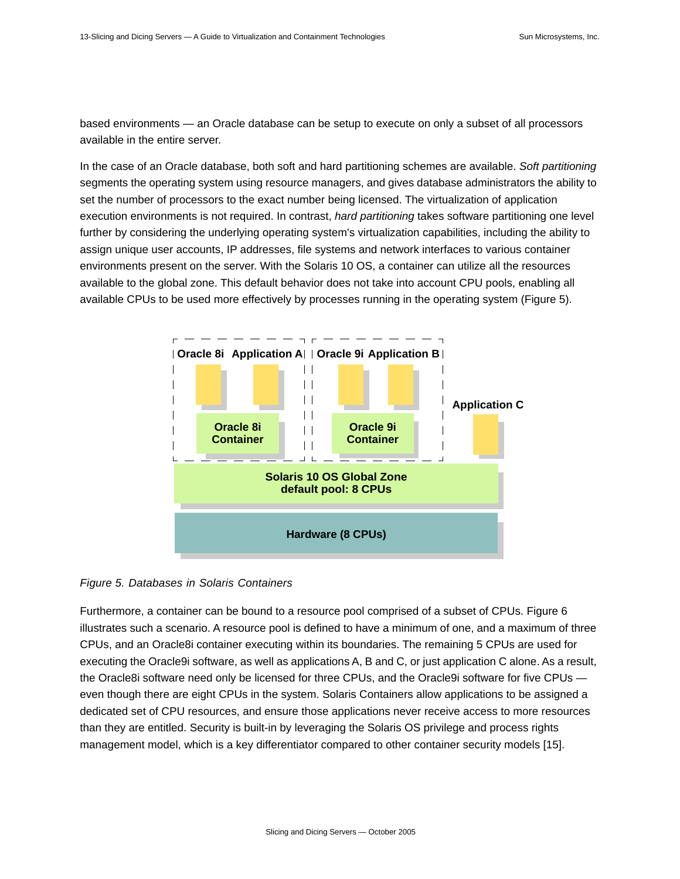based environments — an Oracle database can be setup to execute on only a subset of all processors available in the entire server.

In the case of an Oracle database, both soft and hard partitioning schemes are available. *Soft partitioning* segments the operating system using resource managers, and gives database administrators the ability to set the number of processors to the exact number being licensed. The virtualization of application execution environments is not required. In contrast, *hard partitioning* takes software partitioning one level further by considering the underlying operating system's virtualization capabilities, including the ability to assign unique user accounts, IP addresses, file systems and network interfaces to various container environments present on the server. With the Solaris 10 OS, a container can utilize all the resources available to the global zone. This default behavior does not take into account CPU pools, enabling all available CPUs to be used more effectively by processes running in the operating system (Figure 5).

Oracle 8i Application A
Oracle 9i Application B
Application C
Oracle 8i Container
Oracle 9i Container
Solaris 10 OS Global Zone
default pool: 8 CPUs
Hardware (8 CPUs)

*Figure 5. Databases in Solaris Containers*

Furthermore, a container can be bound to a resource pool comprised of a subset of CPUs. Figure 6 illustrates such a scenario. A resource pool is defined to have a minimum of one, and a maximum of three CPUs, and an Oracle8i container executing within its boundaries. The remaining 5 CPUs are used for executing the Oracle9i software, as well as applications A, B and C, or just application C alone. As a result, the Oracle8i software need only be licensed for three CPUs, and the Oracle9i software for five CPUs — even though there are eight CPUs in the system. Solaris Containers allow applications to be assigned a dedicated set of CPU resources, and ensure those applications never receive access to more resources than they are entitled. Security is built-in by leveraging the Solaris OS privilege and process rights management model, which is a key differentiator compared to other container security models [15].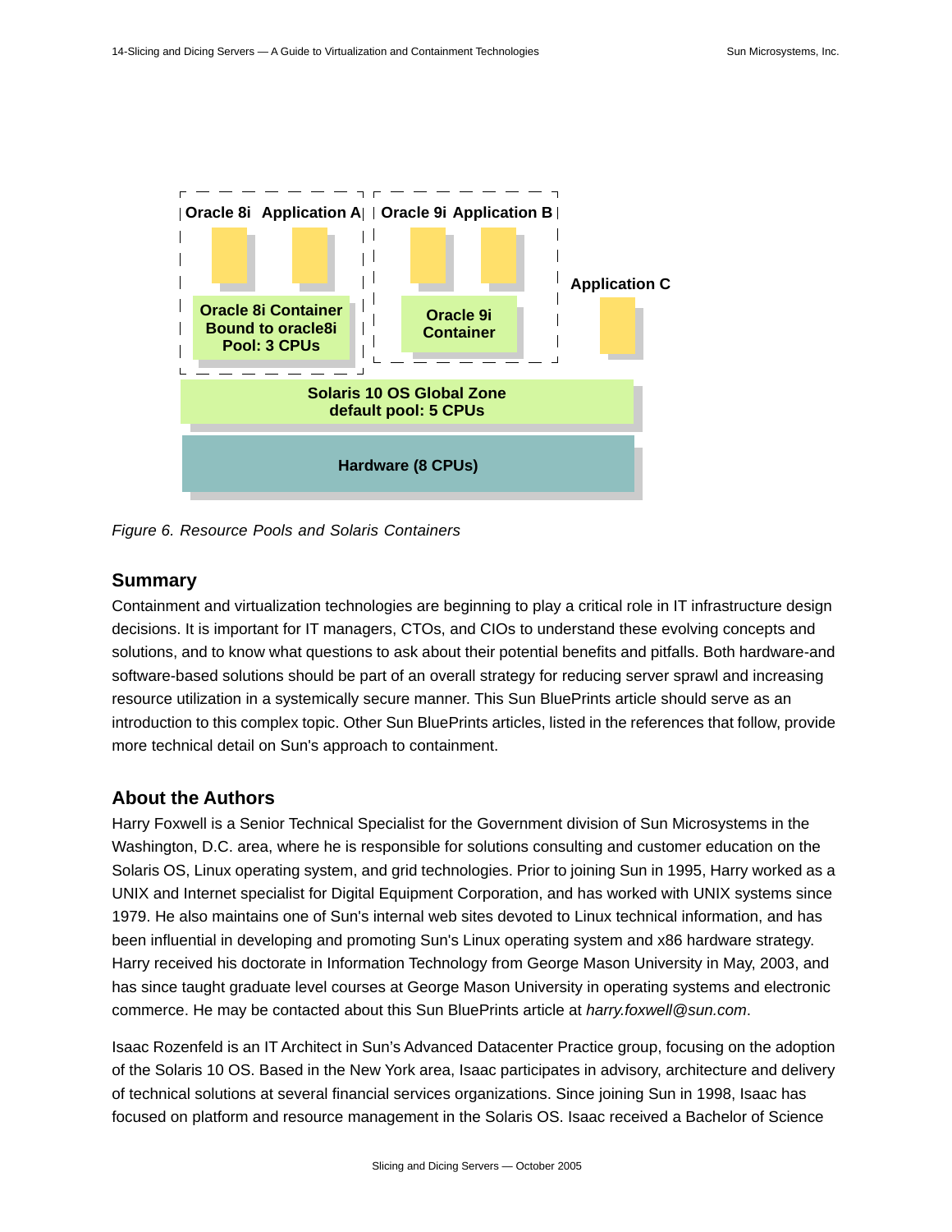Oracle 8i Application A

Oracle 9i Application B

Application C

Oracle 8i Container Bound to oracle8i Pool: 3 CPUs

Oracle 9i Container

Solaris 10 OS Global Zone default pool: 5 CPUs

Hardware (8 CPUs)

*Figure 6. Resource Pools and Solaris Containers*

## Summary

Containment and virtualization technologies are beginning to play a critical role in IT infrastructure design decisions. It is important for IT managers, CTOs, and CIOs to understand these evolving concepts and solutions, and to know what questions to ask about their potential benefits and pitfalls. Both hardware-and software-based solutions should be part of an overall strategy for reducing server sprawl and increasing resource utilization in a systemically secure manner. This Sun BluePrints article should serve as an introduction to this complex topic. Other Sun BluePrints articles, listed in the references that follow, provide more technical detail on Sun's approach to containment.

## About the Authors

Harry Foxwell is a Senior Technical Specialist for the Government division of Sun Microsystems in the Washington, D.C. area, where he is responsible for solutions consulting and customer education on the Solaris OS, Linux operating system, and grid technologies. Prior to joining Sun in 1995, Harry worked as a UNIX and Internet specialist for Digital Equipment Corporation, and has worked with UNIX systems since 1979. He also maintains one of Sun's internal web sites devoted to Linux technical information, and has been influential in developing and promoting Sun's Linux operating system and x86 hardware strategy. Harry received his doctorate in Information Technology from George Mason University in May, 2003, and has since taught graduate level courses at George Mason University in operating systems and electronic commerce. He may be contacted about this Sun BluePrints article at *harry.foxwell@sun.com*.

Isaac Rozenfeld is an IT Architect in Sun's Advanced Datacenter Practice group, focusing on the adoption of the Solaris 10 OS. Based in the New York area, Isaac participates in advisory, architecture and delivery of technical solutions at several financial services organizations. Since joining Sun in 1998, Isaac has focused on platform and resource management in the Solaris OS. Isaac received a Bachelor of Science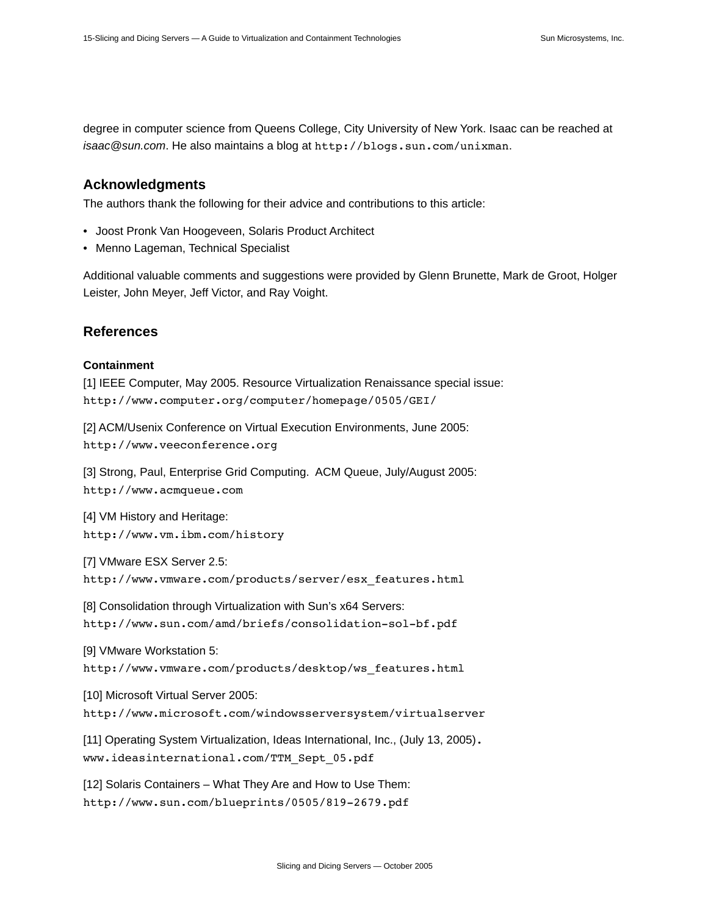degree in computer science from Queens College, City University of New York. Isaac can be reached at *isaac@sun.com*. He also maintains a blog at `http://blogs.sun.com/unixman`.

## Acknowledgments

The authors thank the following for their advice and contributions to this article:

- Joost Pronk Van Hoogeveen, Solaris Product Architect
- Menno Lageman, Technical Specialist

Additional valuable comments and suggestions were provided by Glenn Brunette, Mark de Groot, Holger Leister, John Meyer, Jeff Victor, and Ray Voight.

## References

### Containment

[1] IEEE Computer, May 2005. Resource Virtualization Renaissance special issue:
`http://www.computer.org/computer/homepage/0505/GEI/`

[2] ACM/Usenix Conference on Virtual Execution Environments, June 2005:
`http://www.veeconference.org`

[3] Strong, Paul, Enterprise Grid Computing. ACM Queue, July/August 2005:
`http://www.acmqueue.com`

[4] VM History and Heritage:
`http://www.vm.ibm.com/history`

[7] VMware ESX Server 2.5:
`http://www.vmware.com/products/server/esx_features.html`

[8] Consolidation through Virtualization with Sun's x64 Servers:
`http://www.sun.com/amd/briefs/consolidation-sol-bf.pdf`

[9] VMware Workstation 5:
`http://www.vmware.com/products/desktop/ws_features.html`

[10] Microsoft Virtual Server 2005:
`http://www.microsoft.com/windowsserversystem/virtualserver`

[11] Operating System Virtualization, Ideas International, Inc., (July 13, 2005).
`www.ideasinternational.com/TTM_Sept_05.pdf`

[12] Solaris Containers – What They Are and How to Use Them:
`http://www.sun.com/blueprints/0505/819-2679.pdf`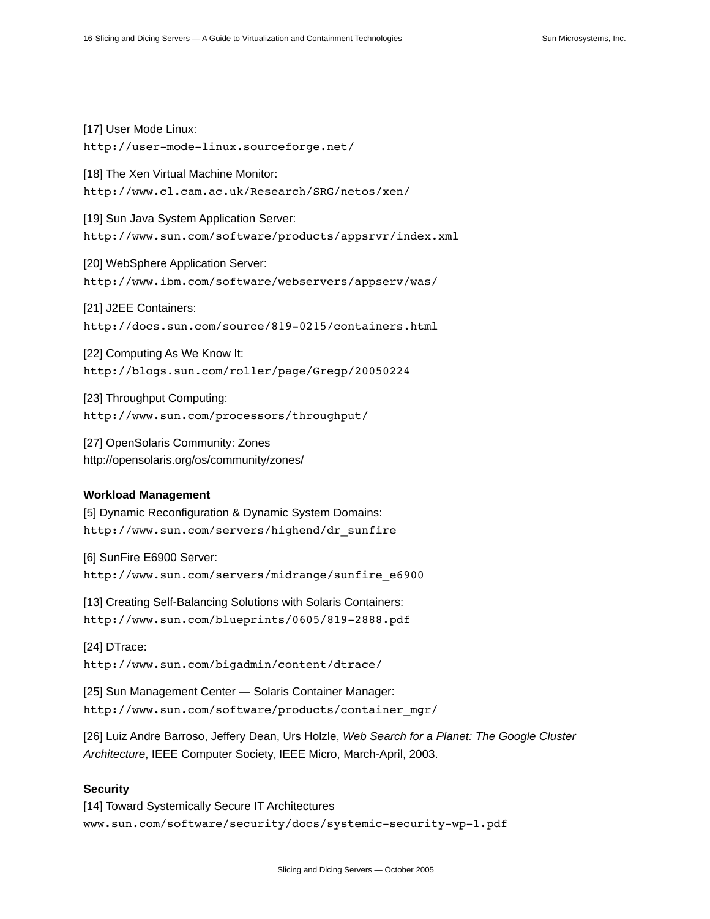[17] User Mode Linux:
http://user-mode-linux.sourceforge.net/

[18] The Xen Virtual Machine Monitor:
http://www.cl.cam.ac.uk/Research/SRG/netos/xen/

[19] Sun Java System Application Server:
http://www.sun.com/software/products/appsrvr/index.xml

[20] WebSphere Application Server:
http://www.ibm.com/software/webservers/appserv/was/

[21] J2EE Containers:
http://docs.sun.com/source/819-0215/containers.html

[22] Computing As We Know It:
http://blogs.sun.com/roller/page/Gregp/20050224

[23] Throughput Computing:
http://www.sun.com/processors/throughput/

[27] OpenSolaris Community: Zones
http://opensolaris.org/os/community/zones/

**Workload Management**

[5] Dynamic Reconfiguration & Dynamic System Domains:
http://www.sun.com/servers/highend/dr_sunfire

[6] SunFire E6900 Server:
http://www.sun.com/servers/midrange/sunfire_e6900

[13] Creating Self-Balancing Solutions with Solaris Containers:
http://www.sun.com/blueprints/0605/819-2888.pdf

[24] DTrace:
http://www.sun.com/bigadmin/content/dtrace/

[25] Sun Management Center — Solaris Container Manager:
http://www.sun.com/software/products/container_mgr/

[26] Luiz Andre Barroso, Jeffery Dean, Urs Holzle, *Web Search for a Planet: The Google Cluster Architecture*, IEEE Computer Society, IEEE Micro, March-April, 2003.

**Security**

[14] Toward Systemically Secure IT Architectures
www.sun.com/software/security/docs/systemic-security-wp-1.pdf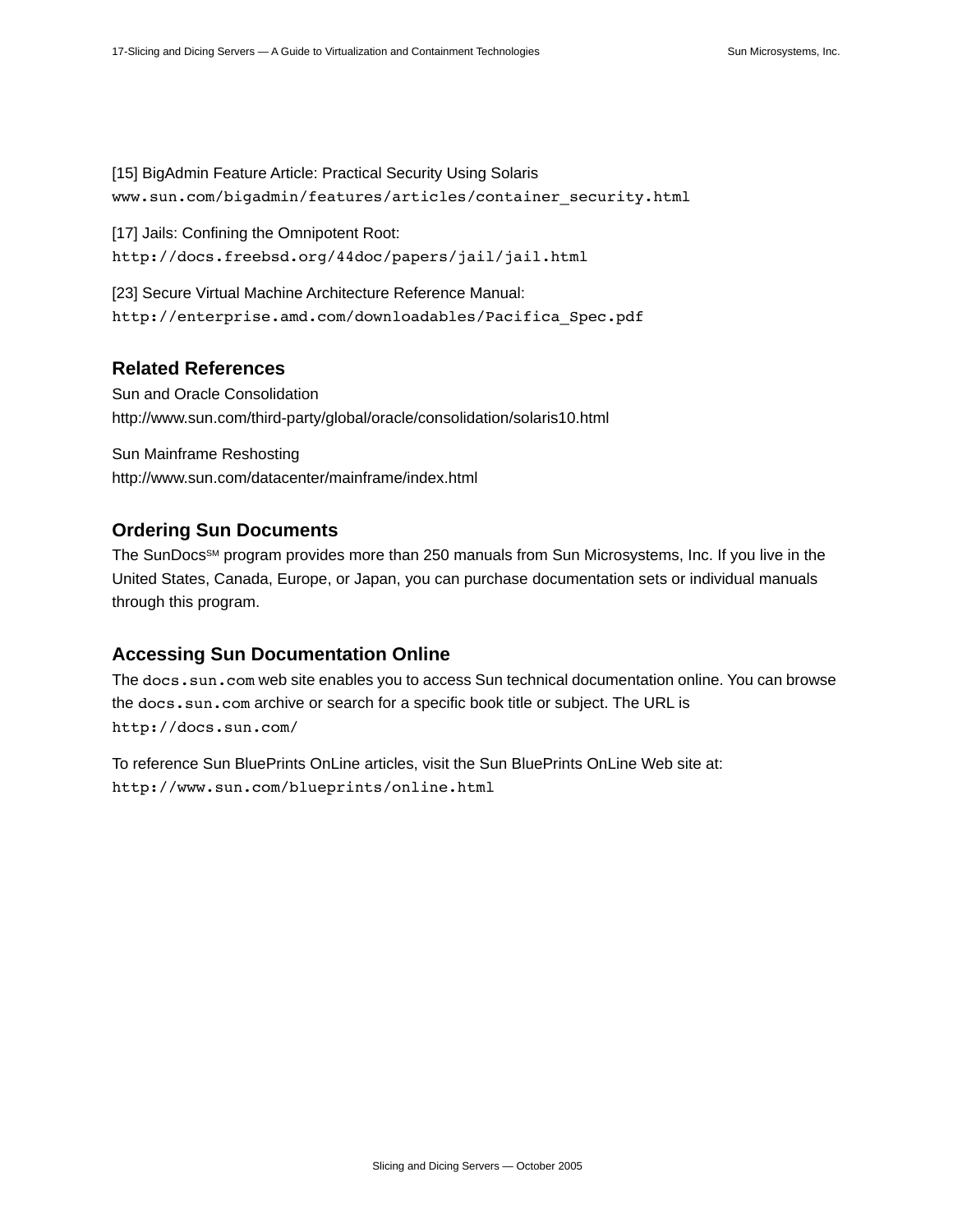[15] BigAdmin Feature Article: Practical Security Using Solaris
`www.sun.com/bigadmin/features/articles/container_security.html`

[17] Jails: Confining the Omnipotent Root:
`http://docs.freebsd.org/44doc/papers/jail/jail.html`

[23] Secure Virtual Machine Architecture Reference Manual:
`http://enterprise.amd.com/downloadables/Pacifica_Spec.pdf`

## Related References

Sun and Oracle Consolidation
http://www.sun.com/third-party/global/oracle/consolidation/solaris10.html

Sun Mainframe Reshosting
http://www.sun.com/datacenter/mainframe/index.html

## Ordering Sun Documents

The SunDocs[SM] program provides more than 250 manuals from Sun Microsystems, Inc. If you live in the United States, Canada, Europe, or Japan, you can purchase documentation sets or individual manuals through this program.

## Accessing Sun Documentation Online

The `docs.sun.com` web site enables you to access Sun technical documentation online. You can browse the `docs.sun.com` archive or search for a specific book title or subject. The URL is `http://docs.sun.com/`

To reference Sun BluePrints OnLine articles, visit the Sun BluePrints OnLine Web site at:
`http://www.sun.com/blueprints/online.html`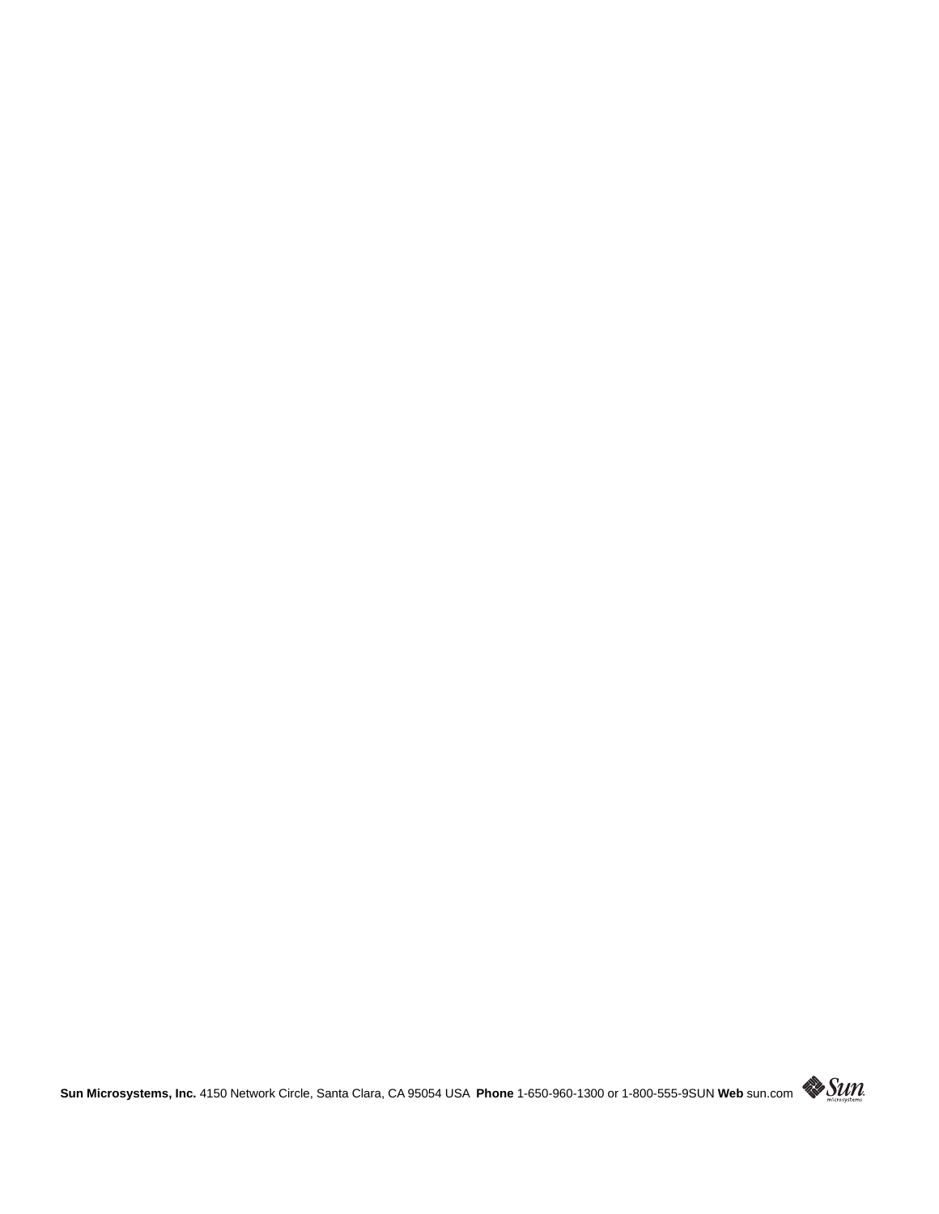**Sun Microsystems, Inc.** 4150 Network Circle, Santa Clara, CA 95054 USA **Phone** 1-650-960-1300 or 1-800-555-9SUN **Web** sun.com